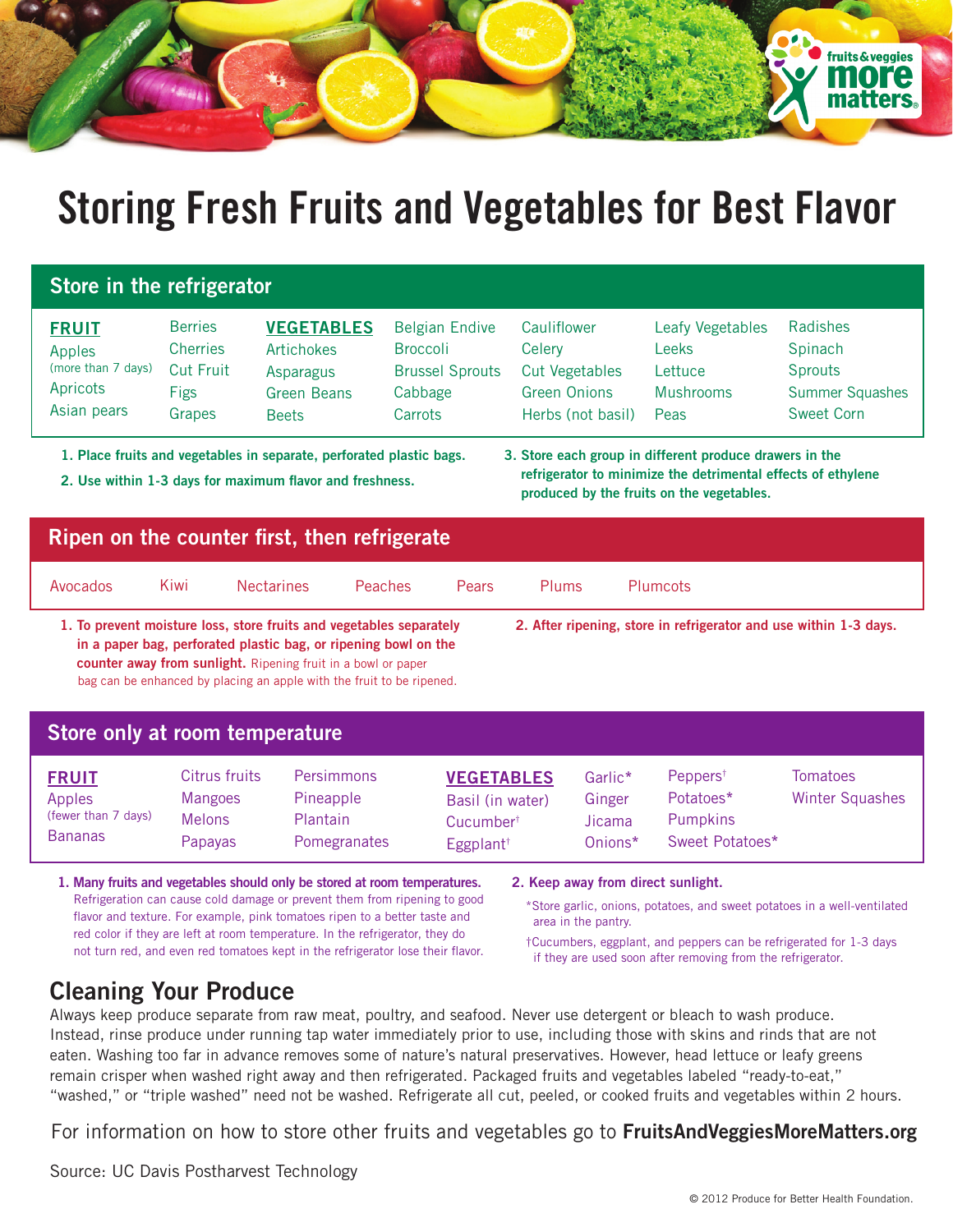# Storing Fresh Fruits and Vegetables for Best Flavor

## Store in the refrigerator

**FRUIT**

- Apples (more than 7 days)
- Apricots
- Asian pears
- Berries
- Cherries
- Cut Fruit
- Figs
- Grapes

**VEGETABLES**

- Artichokes
- Asparagus
- Green Beans
- Beets
- Belgian Endive
- Broccoli
- Brussel Sprouts
- Cabbage
- Carrots
- Cauliflower
- Celery
- Cut Vegetables
- Green Onions
- Herbs (not basil)
- Leafy Vegetables
- Leeks
- Lettuce
- Mushrooms
- Peas
- Radishes
- Spinach
- Sprouts
- Summer Squashes
- Sweet Corn

1. **Place fruits and vegetables in separate, perforated plastic bags.**
2. **Use within 1-3 days for maximum flavor and freshness.**
3. **Store each group in different produce drawers in the refrigerator to minimize the detrimental effects of ethylene produced by the fruits on the vegetables.**

## Ripen on the counter first, then refrigerate

- Avocados
- Kiwi
- Nectarines
- Peaches
- Pears
- Plums
- Plumcots

1. **To prevent moisture loss, store fruits and vegetables separately in a paper bag, perforated plastic bag, or ripening bowl on the counter away from sunlight.** Ripening fruit in a bowl or paper bag can be enhanced by placing an apple with the fruit to be ripened.
2. **After ripening, store in refrigerator and use within 1-3 days.**

## Store only at room temperature

**FRUIT**

- Apples (fewer than 7 days)
- Bananas
- Citrus fruits
- Mangoes
- Melons
- Papayas
- Persimmons
- Pineapple
- Plantain
- Pomegranates

**VEGETABLES**

- Basil (in water)
- Cucumber†
- Eggplant†
- Garlic*
- Ginger
- Jicama
- Onions*
- Peppers†
- Potatoes*
- Pumpkins
- Sweet Potatoes*
- Tomatoes
- Winter Squashes

1. **Many fruits and vegetables should only be stored at room temperatures.** Refrigeration can cause cold damage or prevent them from ripening to good flavor and texture. For example, pink tomatoes ripen to a better taste and red color if they are left at room temperature. In the refrigerator, they do not turn red, and even red tomatoes kept in the refrigerator lose their flavor.
2. **Keep away from direct sunlight.**

*Store garlic, onions, potatoes, and sweet potatoes in a well-ventilated area in the pantry.

†Cucumbers, eggplant, and peppers can be refrigerated for 1-3 days if they are used soon after removing from the refrigerator.

## Cleaning Your Produce

Always keep produce separate from raw meat, poultry, and seafood. Never use detergent or bleach to wash produce. Instead, rinse produce under running tap water immediately prior to use, including those with skins and rinds that are not eaten. Washing too far in advance removes some of nature's natural preservatives. However, head lettuce or leafy greens remain crisper when washed right away and then refrigerated. Packaged fruits and vegetables labeled "ready-to-eat," "washed," or "triple washed" need not be washed. Refrigerate all cut, peeled, or cooked fruits and vegetables within 2 hours.

For information on how to store other fruits and vegetables go to **FruitsAndVeggiesMoreMatters.org**

Source: UC Davis Postharvest Technology

© 2012 Produce for Better Health Foundation.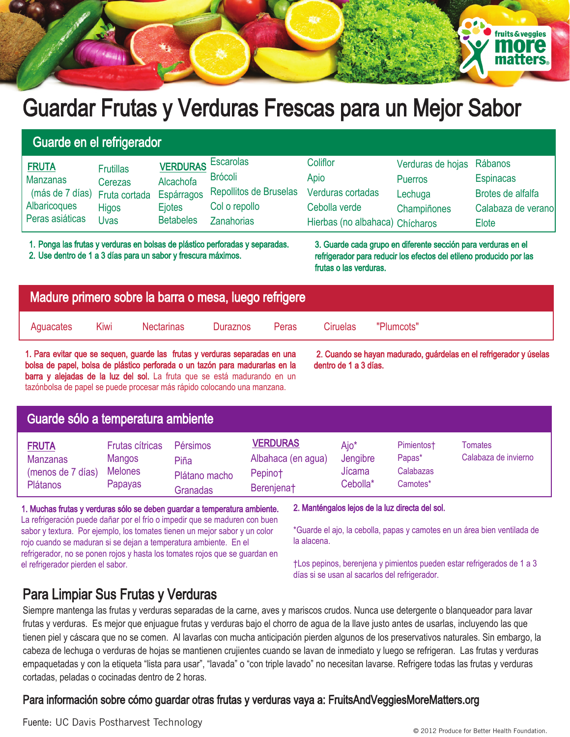# Guardar Frutas y Verduras Frescas para un Mejor Sabor

## Guarde en el refrigerador

| | | | | | | |
|---|---|---|---|---|---|---|
| **FRUTA** | Frutillas | **VERDURAS** | Escarolas | Coliflor | Verduras de hojas | Rábanos |
| Manzanas (más de 7 días) | Cerezas | Alcachofa | Brócoli | Apio | Puerros | Espinacas |
| Albaricoques | Fruta cortada | Espárragos | Repollitos de Bruselas | Verduras cortadas | Lechuga | Brotes de alfalfa |
| Peras asiáticas | Higos | Ejotes | Col o repollo | Cebolla verde | Champiñones | Calabaza de verano |
| | Uvas | Betabeles | Zanahorias | Hierbas (no albahaca) | Chícharos | Elote |

1. Ponga las frutas y verduras en bolsas de plástico perforadas y separadas.
2. Use dentro de 1 a 3 días para un sabor y frescura máximos.
3. Guarde cada grupo en diferente sección para verduras en el refrigerador para reducir los efectos del etileno producido por las frutas o las verduras.

## Madure primero sobre la barra o mesa, luego refrigere

Aguacates · Kiwi · Nectarinas · Duraznos · Peras · Ciruelas · "Plumcots"

1. **Para evitar que se sequen, guarde las frutas y verduras separadas en una bolsa de papel, bolsa de plástico perforada o un tazón para madurarlas en la barra y alejadas de la luz del sol.** La fruta que se está madurando en un tazónbolsa de papel se puede procesar más rápido colocando una manzana.
2. **Cuando se hayan madurado, guárdelas en el refrigerador y úselas dentro de 1 a 3 días.**

## Guarde sólo a temperatura ambiente

| | | | | | | |
|---|---|---|---|---|---|---|
| **FRUTA** | Frutas cítricas | Pérsimos | **VERDURAS** | Ajo* | Pimientos† | Tomates |
| Manzanas | Mangos | Piña | Albahaca (en agua) | Jengibre | Papas* | Calabaza de invierno |
| (menos de 7 días) | Melones | Plátano macho | Pepino† | Jícama | Calabazas | |
| Plátanos | Papayas | Granadas | Berenjena† | Cebolla* | Camotes* | |

1. **Muchas frutas y verduras sólo se deben guardar a temperatura ambiente.** La refrigeración puede dañar por el frío o impedir que se maduren con buen sabor y textura. Por ejemplo, los tomates tienen un mejor sabor y un color rojo cuando se maduran si se dejan a temperatura ambiente. En el refrigerador, no se ponen rojos y hasta los tomates rojos que se guardan en el refrigerador pierden el sabor.
2. **Manténgalos lejos de la luz directa del sol.**

*Guarde el ajo, la cebolla, papas y camotes en un área bien ventilada de la alacena.

†Los pepinos, berenjena y pimientos pueden estar refrigerados de 1 a 3 días si se usan al sacarlos del refrigerador.

## Para Limpiar Sus Frutas y Verduras

Siempre mantenga las frutas y verduras separadas de la carne, aves y mariscos crudos. Nunca use detergente o blanqueador para lavar frutas y verduras. Es mejor que enjuague frutas y verduras bajo el chorro de agua de la llave justo antes de usarlas, incluyendo las que tienen piel y cáscara que no se comen. Al lavarlas con mucha anticipación pierden algunos de los preservativos naturales. Sin embargo, la cabeza de lechuga o verduras de hojas se mantienen crujientes cuando se lavan de inmediato y luego se refrigeran. Las frutas y verduras empaquetadas y con la etiqueta "lista para usar", "lavada" o "con triple lavado" no necesitan lavarse. Refrigere todas las frutas y verduras cortadas, peladas o cocinadas dentro de 2 horas.

**Para información sobre cómo guardar otras frutas y verduras vaya a: FruitsAndVeggiesMoreMatters.org**

Fuente: UC Davis Postharvest Technology

© 2012 Produce for Better Health Foundation.